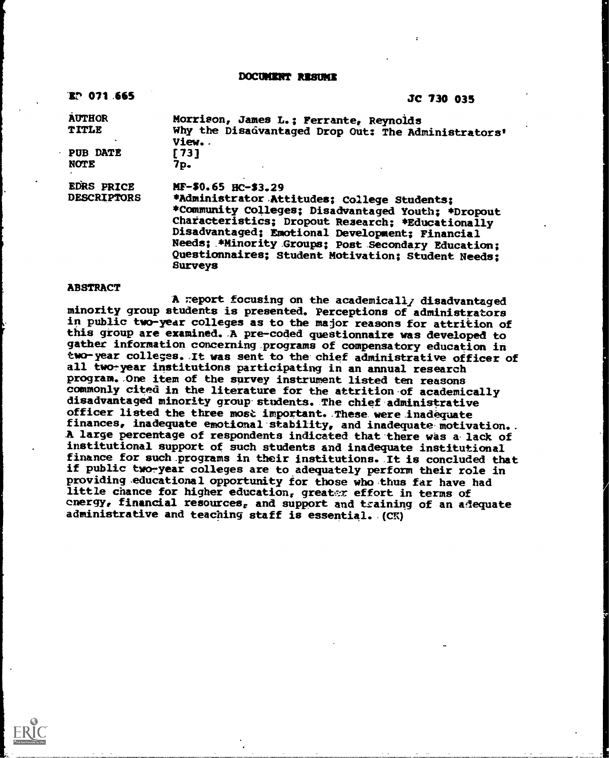DOCUMENT RESUME

| | |
|---|---|
| ED 071 665 | JC 730 035 |
| AUTHOR | Morrison, James L.; Ferrante, Reynolds |
| TITLE | Why the Disadvantaged Drop Out: The Administrators' View. |
| PUB DATE | [73] |
| NOTE | 7p. |
| EDRS PRICE | MF-$0.65 HC-$3.29 |
| DESCRIPTORS | *Administrator Attitudes; College Students; *Community Colleges; Disadvantaged Youth; *Dropout Characteristics; Dropout Research; *Educationally Disadvantaged; Emotional Development; Financial Needs; *Minority Groups; Post Secondary Education; Questionnaires; Student Motivation; Student Needs; Surveys |

## ABSTRACT

A report focusing on the academically disadvantaged minority group students is presented. Perceptions of administrators in public two-year colleges as to the major reasons for attrition of this group are examined. A pre-coded questionnaire was developed to gather information concerning programs of compensatory education in two-year colleges. It was sent to the chief administrative officer of all two-year institutions participating in an annual research program. One item of the survey instrument listed ten reasons commonly cited in the literature for the attrition of academically disadvantaged minority group students. The chief administrative officer listed the three most important. These were inadequate finances, inadequate emotional stability, and inadequate motivation. A large percentage of respondents indicated that there was a lack of institutional support of such students and inadequate institutional finance for such programs in their institutions. It is concluded that if public two-year colleges are to adequately perform their role in providing educational opportunity for those who thus far have had little chance for higher education, greater effort in terms of energy, financial resources, and support and training of an adequate administrative and teaching staff is essential. (CK)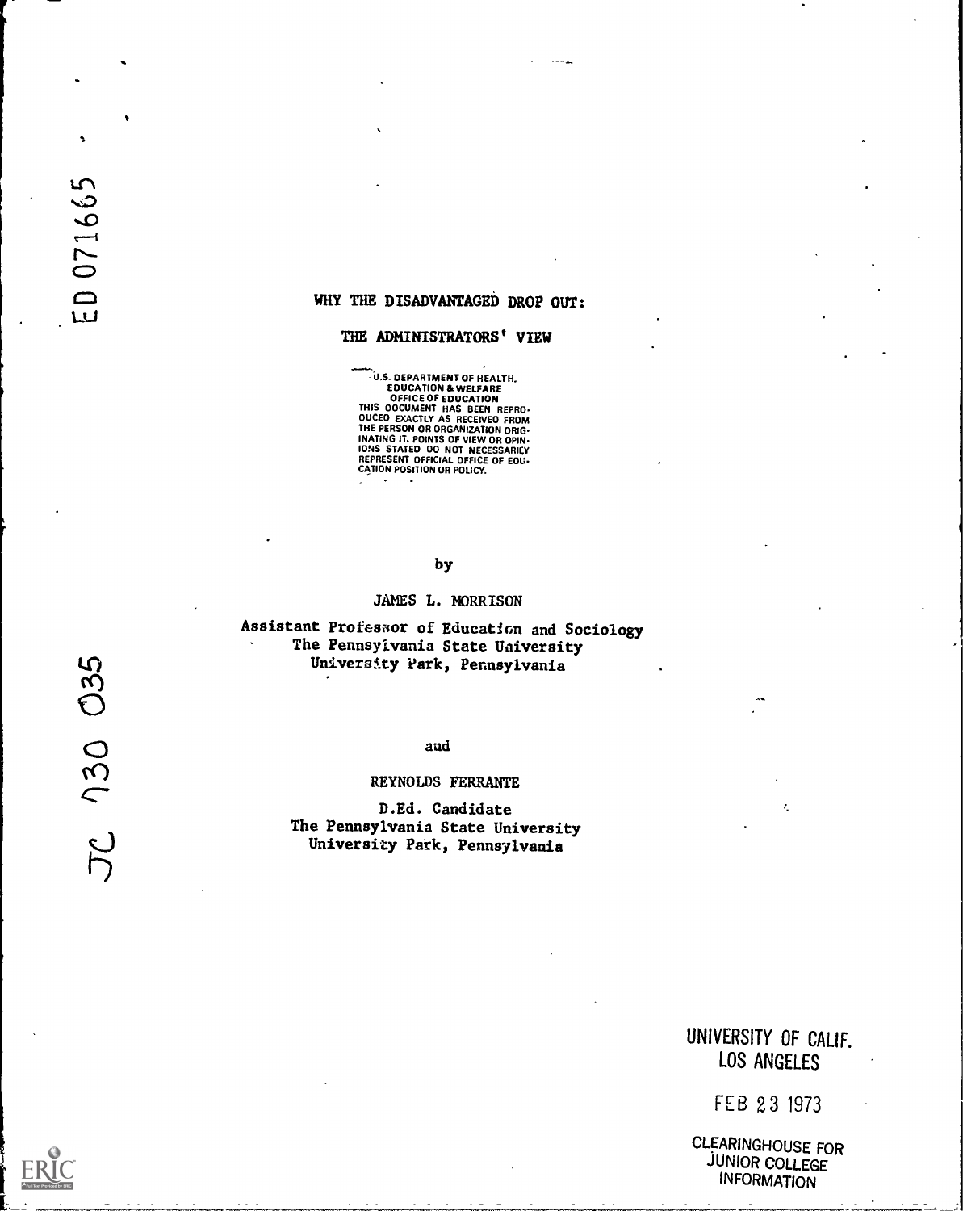ED 071665

# WHY THE DISADVANTAGED DROP OUT:

## THE ADMINISTRATORS' VIEW

U.S. DEPARTMENT OF HEALTH, EDUCATION & WELFARE
OFFICE OF EDUCATION
THIS DOCUMENT HAS BEEN REPRODUCED EXACTLY AS RECEIVED FROM THE PERSON OR ORGANIZATION ORIGINATING IT. POINTS OF VIEW OR OPINIONS STATED DO NOT NECESSARILY REPRESENT OFFICIAL OFFICE OF EDUCATION POSITION OR POLICY.

by

JAMES L. MORRISON

Assistant Professor of Education and Sociology
The Pennsylvania State University
University Park, Pennsylvania

and

REYNOLDS FERRANTE

D.Ed. Candidate
The Pennsylvania State University
University Park, Pennsylvania

JC 730 035

UNIVERSITY OF CALIF.
LOS ANGELES

FEB 23 1973

CLEARINGHOUSE FOR
JUNIOR COLLEGE
INFORMATION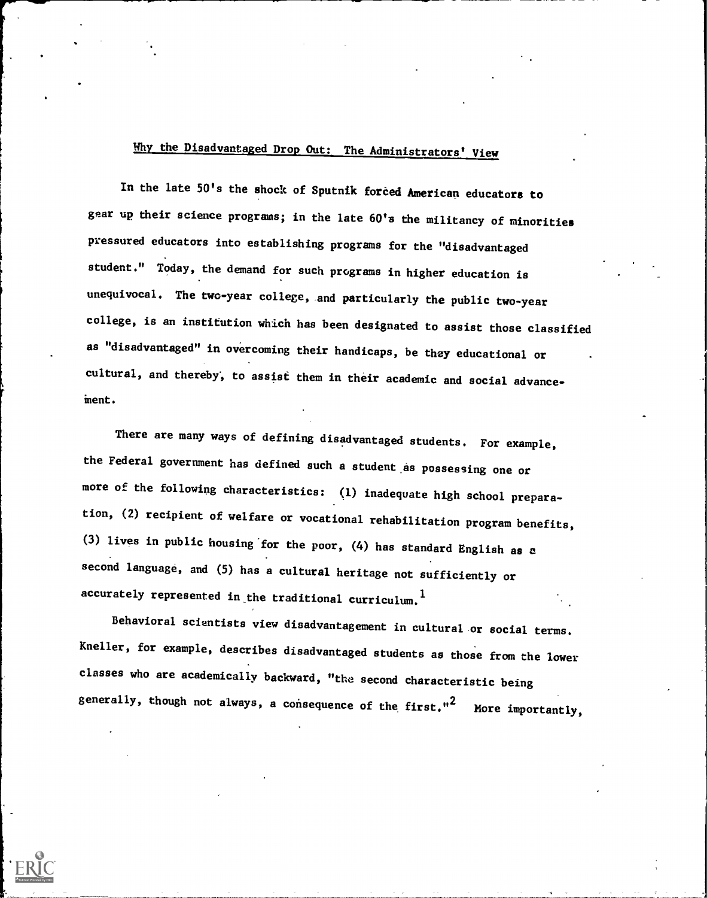## Why the Disadvantaged Drop Out: The Administrators' View

In the late 50's the shock of Sputnik forced American educators to gear up their science programs; in the late 60's the militancy of minorities pressured educators into establishing programs for the "disadvantaged student." Today, the demand for such programs in higher education is unequivocal. The two-year college, and particularly the public two-year college, is an institution which has been designated to assist those classified as "disadvantaged" in overcoming their handicaps, be they educational or cultural, and thereby, to assist them in their academic and social advancement.

There are many ways of defining disadvantaged students. For example, the Federal government has defined such a student as possessing one or more of the following characteristics: (1) inadequate high school preparation, (2) recipient of welfare or vocational rehabilitation program benefits, (3) lives in public housing for the poor, (4) has standard English as a second language, and (5) has a cultural heritage not sufficiently or accurately represented in the traditional curriculum.[1]

Behavioral scientists view disadvantagement in cultural or social terms. Kneller, for example, describes disadvantaged students as those from the lower classes who are academically backward, "the second characteristic being generally, though not always, a consequence of the first."[2] More importantly,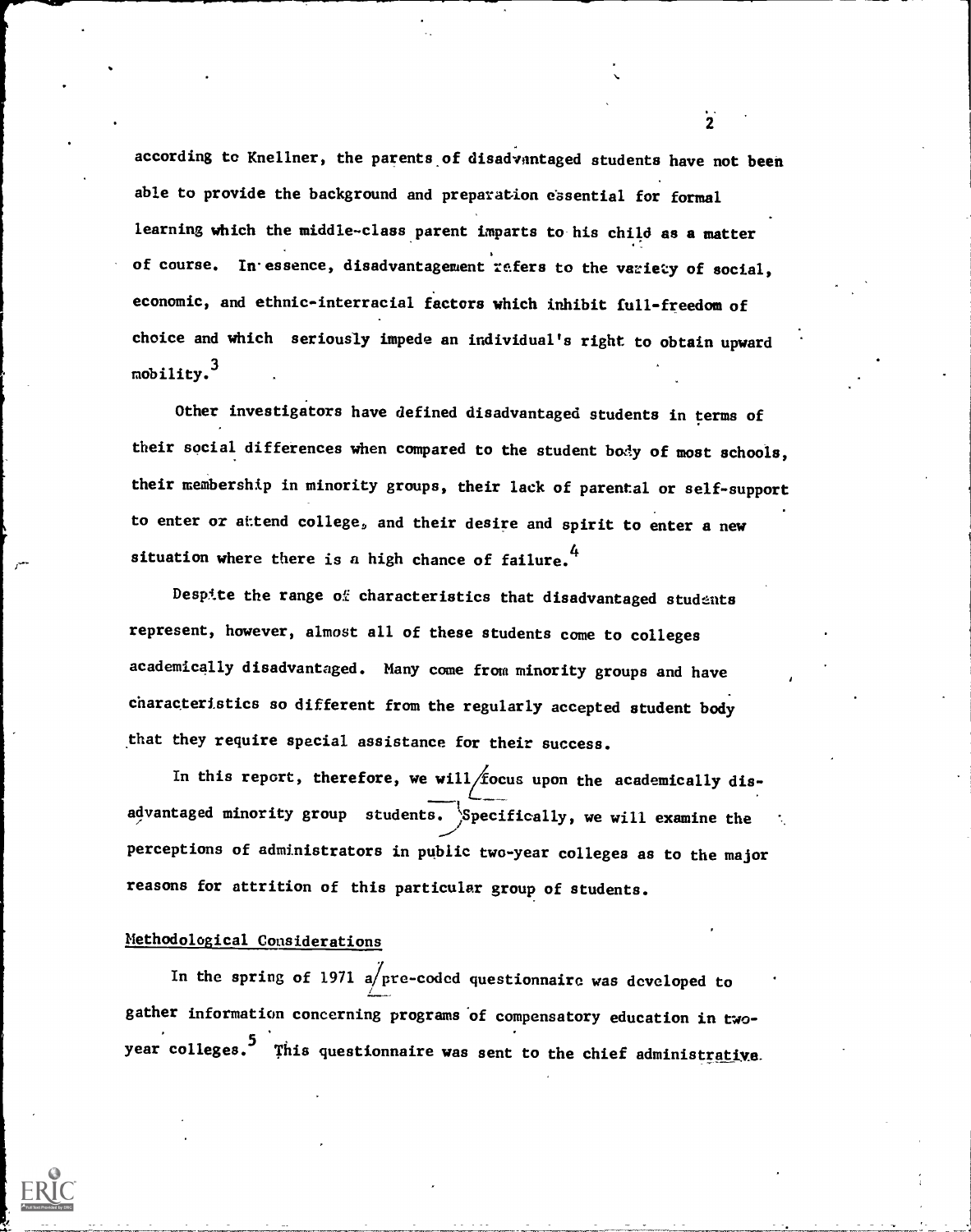according to Knellner, the parents of disadvantaged students have not been able to provide the background and preparation essential for formal learning which the middle-class parent imparts to his child as a matter of course. In essence, disadvantagement refers to the variety of social, economic, and ethnic-interracial factors which inhibit full-freedom of choice and which seriously impede an individual's right to obtain upward mobility.[3]

Other investigators have defined disadvantaged students in terms of their social differences when compared to the student body of most schools, their membership in minority groups, their lack of parental or self-support to enter or attend college, and their desire and spirit to enter a new situation where there is a high chance of failure.[4]

Despite the range of characteristics that disadvantaged students represent, however, almost all of these students come to colleges academically disadvantaged. Many come from minority groups and have characteristics so different from the regularly accepted student body that they require special assistance for their success.

In this report, therefore, we will focus upon the academically disadvantaged minority group students. Specifically, we will examine the perceptions of administrators in public two-year colleges as to the major reasons for attrition of this particular group of students.

## Methodological Considerations

In the spring of 1971 a pre-coded questionnaire was developed to gather information concerning programs of compensatory education in two-year colleges.[5] This questionnaire was sent to the chief administrative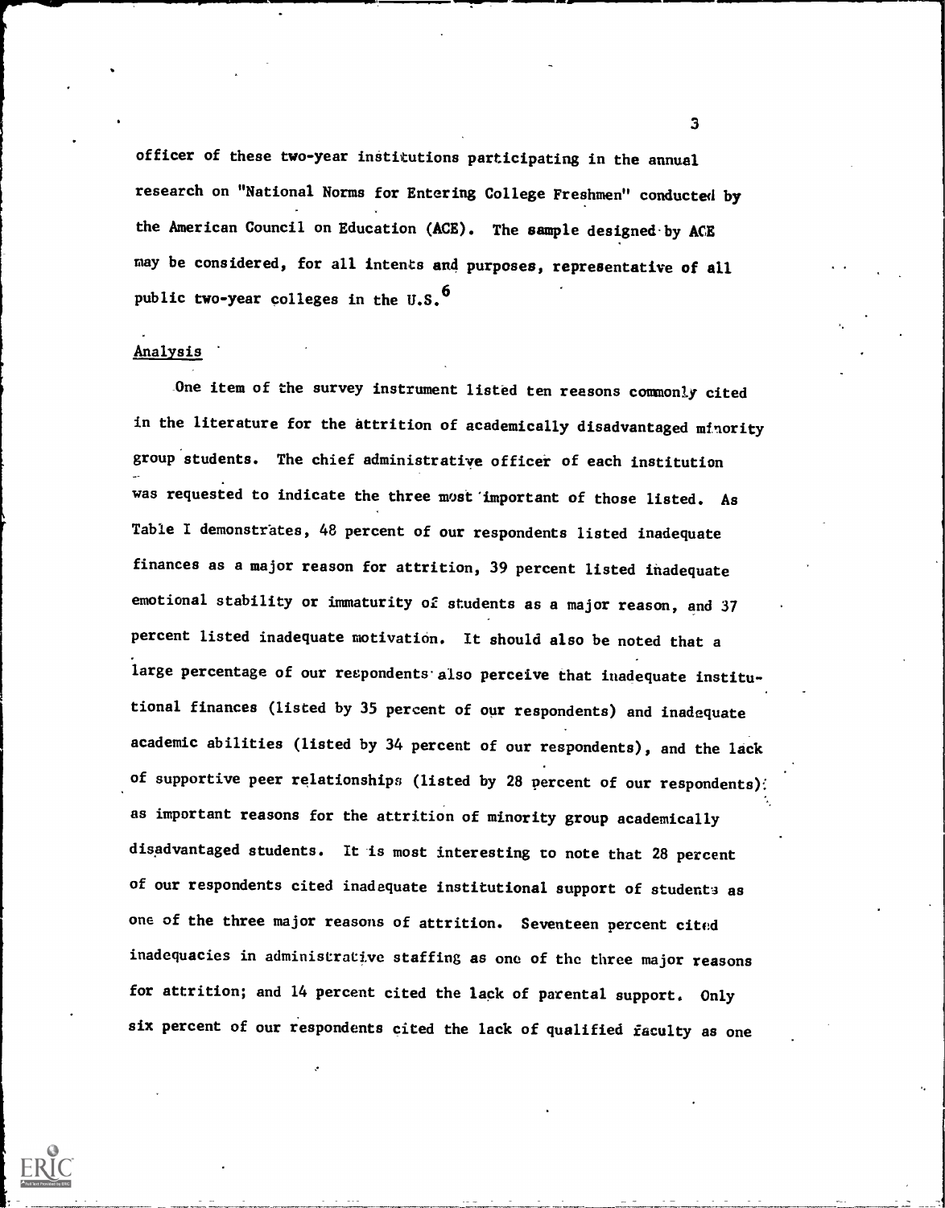officer of these two-year institutions participating in the annual research on "National Norms for Entering College Freshmen" conducted by the American Council on Education (ACE). The sample designed by ACE may be considered, for all intents and purposes, representative of all public two-year colleges in the U.S.[6]

## Analysis

One item of the survey instrument listed ten reasons commonly cited in the literature for the attrition of academically disadvantaged minority group students. The chief administrative officer of each institution was requested to indicate the three most important of those listed. As Table I demonstrates, 48 percent of our respondents listed inadequate finances as a major reason for attrition, 39 percent listed inadequate emotional stability or immaturity of students as a major reason, and 37 percent listed inadequate motivation. It should also be noted that a large percentage of our respondents also perceive that inadequate institutional finances (listed by 35 percent of our respondents) and inadequate academic abilities (listed by 34 percent of our respondents), and the lack of supportive peer relationships (listed by 28 percent of our respondents) as important reasons for the attrition of minority group academically disadvantaged students. It is most interesting to note that 28 percent of our respondents cited inadequate institutional support of students as one of the three major reasons of attrition. Seventeen percent cited inadequacies in administrative staffing as one of the three major reasons for attrition; and 14 percent cited the lack of parental support. Only six percent of our respondents cited the lack of qualified faculty as one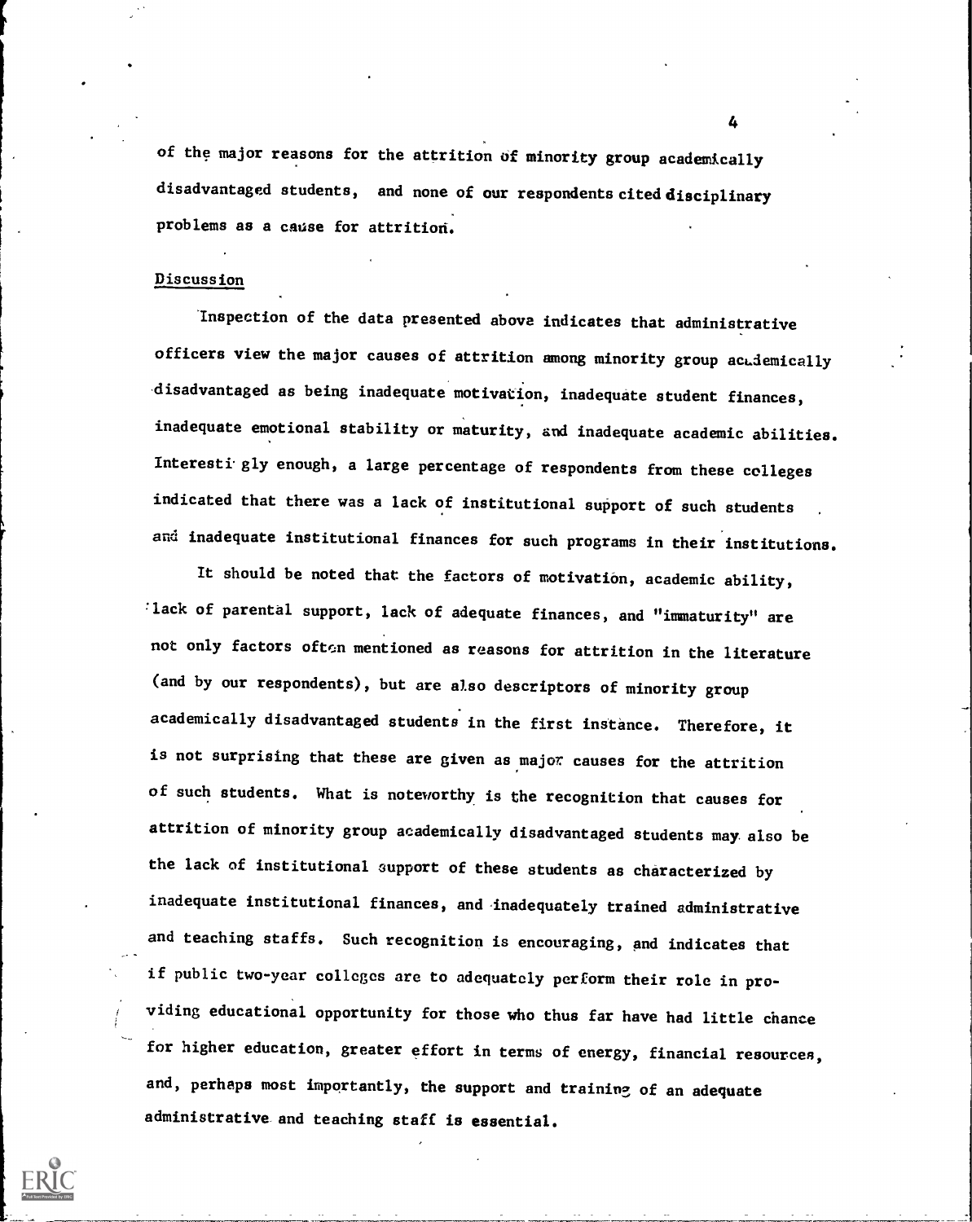of the major reasons for the attrition of minority group academically disadvantaged students, and none of our respondents cited disciplinary problems as a cause for attrition.

## Discussion

Inspection of the data presented above indicates that administrative officers view the major causes of attrition among minority group academically disadvantaged as being inadequate motivation, inadequate student finances, inadequate emotional stability or maturity, and inadequate academic abilities. Interestingly enough, a large percentage of respondents from these colleges indicated that there was a lack of institutional support of such students and inadequate institutional finances for such programs in their institutions.

It should be noted that the factors of motivation, academic ability, lack of parental support, lack of adequate finances, and "immaturity" are not only factors often mentioned as reasons for attrition in the literature (and by our respondents), but are also descriptors of minority group academically disadvantaged students in the first instance. Therefore, it is not surprising that these are given as major causes for the attrition of such students. What is noteworthy is the recognition that causes for attrition of minority group academically disadvantaged students may also be the lack of institutional support of these students as characterized by inadequate institutional finances, and inadequately trained administrative and teaching staffs. Such recognition is encouraging, and indicates that if public two-year colleges are to adequately perform their role in providing educational opportunity for those who thus far have had little chance for higher education, greater effort in terms of energy, financial resources, and, perhaps most importantly, the support and training of an adequate administrative and teaching staff is essential.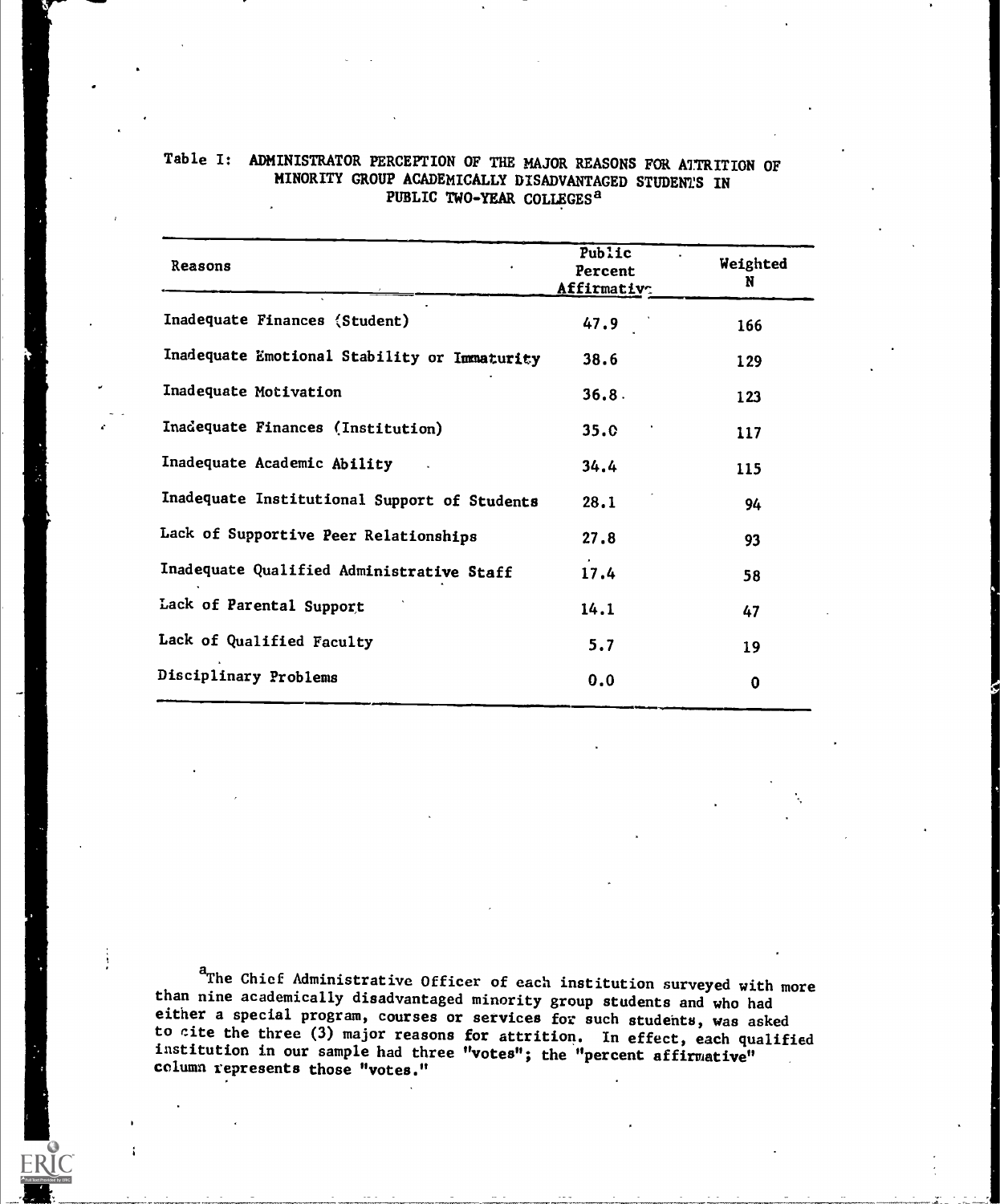Table I: ADMINISTRATOR PERCEPTION OF THE MAJOR REASONS FOR ATTRITION OF MINORITY GROUP ACADEMICALLY DISADVANTAGED STUDENTS IN PUBLIC TWO-YEAR COLLEGES[a]

| Reasons | Public Percent Affirmative | Weighted N |
|---|---|---|
| Inadequate Finances (Student) | 47.9 | 166 |
| Inadequate Emotional Stability or Immaturity | 38.6 | 129 |
| Inadequate Motivation | 36.8 | 123 |
| Inadequate Finances (Institution) | 35.0 | 117 |
| Inadequate Academic Ability | 34.4 | 115 |
| Inadequate Institutional Support of Students | 28.1 | 94 |
| Lack of Supportive Peer Relationships | 27.8 | 93 |
| Inadequate Qualified Administrative Staff | 17.4 | 58 |
| Lack of Parental Support | 14.1 | 47 |
| Lack of Qualified Faculty | 5.7 | 19 |
| Disciplinary Problems | 0.0 | 0 |

[a]The Chief Administrative Officer of each institution surveyed with more than nine academically disadvantaged minority group students and who had either a special program, courses or services for such students, was asked to cite the three (3) major reasons for attrition. In effect, each qualified institution in our sample had three "votes"; the "percent affirmative" column represents those "votes."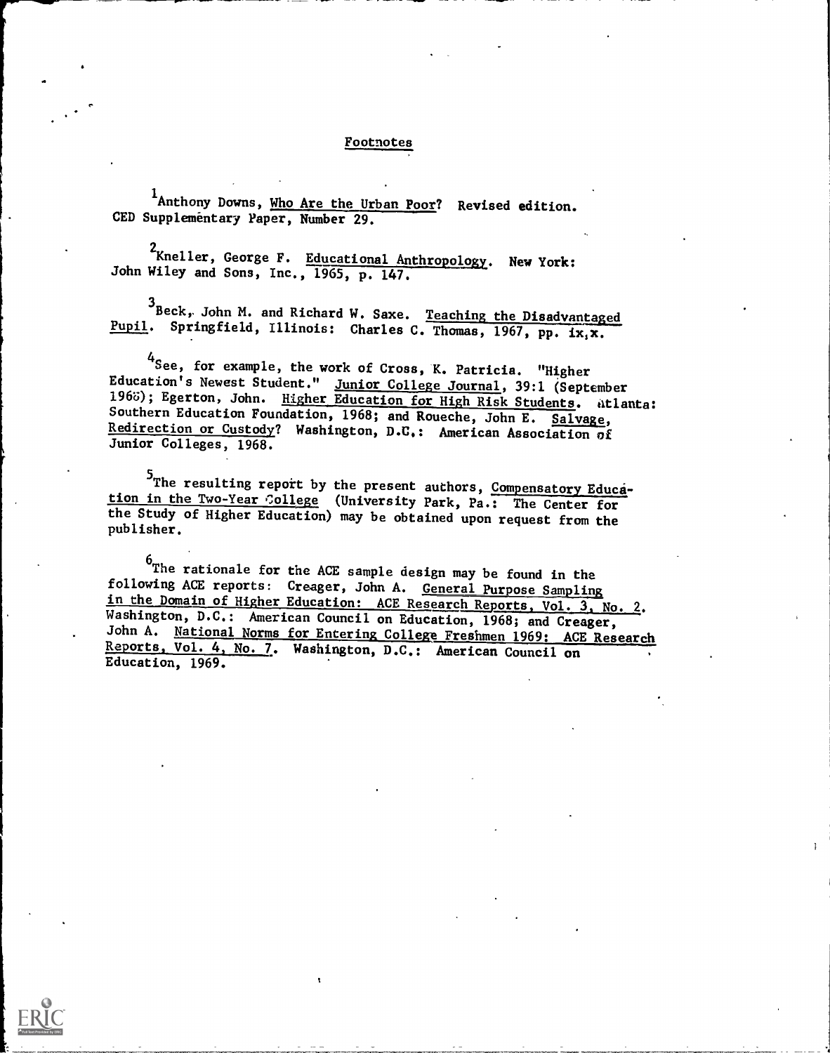## Footnotes

[1] Anthony Downs, Who Are the Urban Poor? Revised edition. CED Supplementary Paper, Number 29.

[2] Kneller, George F. Educational Anthropology. New York: John Wiley and Sons, Inc., 1965, p. 147.

[3] Beck, John M. and Richard W. Saxe. Teaching the Disadvantaged Pupil. Springfield, Illinois: Charles C. Thomas, 1967, pp. ix,x.

[4] See, for example, the work of Cross, K. Patricia. "Higher Education's Newest Student." Junior College Journal, 39:1 (September 1968); Egerton, John. Higher Education for High Risk Students. Atlanta: Southern Education Foundation, 1968; and Roueche, John E. Salvage, Redirection or Custody? Washington, D.C.: American Association of Junior Colleges, 1968.

[5] The resulting report by the present authors, Compensatory Education in the Two-Year College (University Park, Pa.: The Center for the Study of Higher Education) may be obtained upon request from the publisher.

[6] The rationale for the ACE sample design may be found in the following ACE reports: Creager, John A. General Purpose Sampling in the Domain of Higher Education: ACE Research Reports, Vol. 3, No. 2. Washington, D.C.: American Council on Education, 1968; and Creager, John A. National Norms for Entering College Freshmen 1969: ACE Research Reports, Vol. 4, No. 7. Washington, D.C.: American Council on Education, 1969.